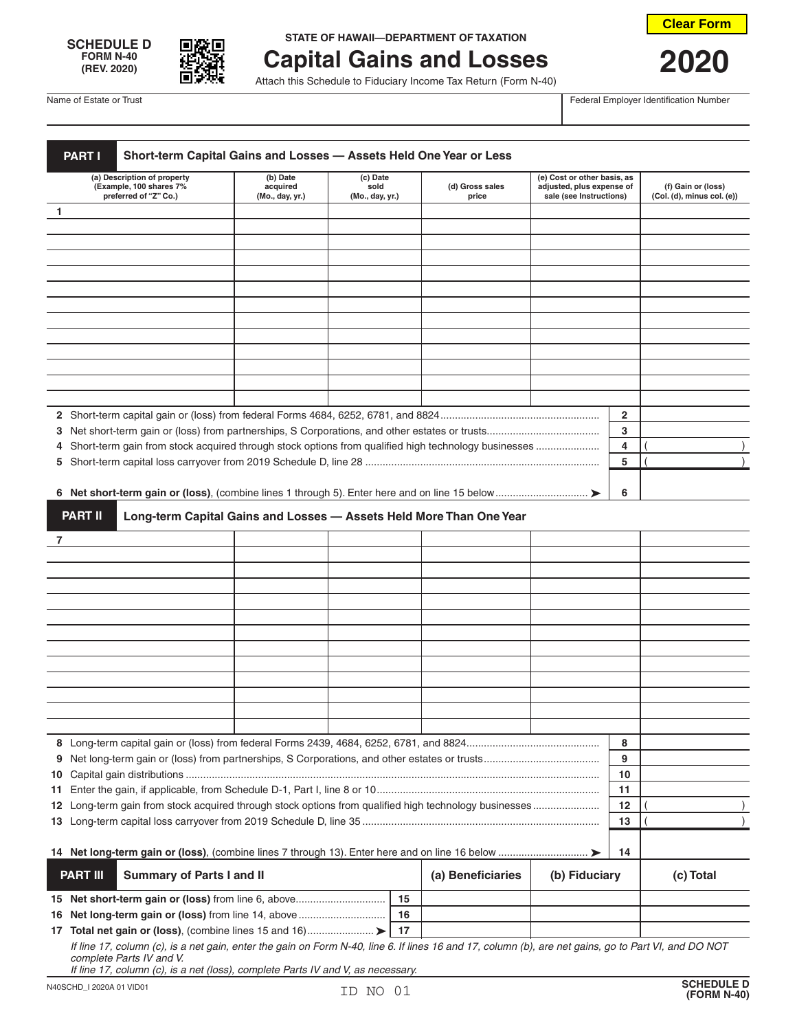**SCHEDULE D**
**FORM N-40**
**(REV. 2020)**

STATE OF HAWAII—DEPARTMENT OF TAXATION

# Capital Gains and Losses

**2020**

Attach this Schedule to Fiduciary Income Tax Return (Form N-40)

Clear Form

| Name of Estate or Trust | Federal Employer Identification Number |
|---|---|
| | |

## PART I Short-term Capital Gains and Losses — Assets Held One Year or Less

| (a) Description of property (Example, 100 shares 7% preferred of "Z" Co.) | (b) Date acquired (Mo., day, yr.) | (c) Date sold (Mo., day, yr.) | (d) Gross sales price | (e) Cost or other basis, as adjusted, plus expense of sale (see Instructions) | (f) Gain or (loss) (Col. (d), minus col. (e)) |
|---|---|---|---|---|---|
| 1 | | | | | |
| | | | | | |
| | | | | | |
| | | | | | |
| | | | | | |
| | | | | | |
| | | | | | |
| | | | | | |
| | | | | | |
| | | | | | |
| | | | | | |
| | | | | | |

| | | |
|---|---|---|
| 2 Short-term capital gain or (loss) from federal Forms 4684, 6252, 6781, and 8824 | 2 | |
| 3 Net short-term gain or (loss) from partnerships, S Corporations, and other estates or trusts | 3 | |
| 4 Short-term gain from stock acquired through stock options from qualified high technology businesses | 4 | ( ) |
| 5 Short-term capital loss carryover from 2019 Schedule D, line 28 | 5 | ( ) |
| 6 **Net short-term gain or (loss)**, (combine lines 1 through 5). Enter here and on line 15 below ➤ | 6 | |

## PART II Long-term Capital Gains and Losses — Assets Held More Than One Year

| (a) Description of property | (b) Date acquired | (c) Date sold | (d) Gross sales price | (e) Cost or other basis | (f) Gain or (loss) |
|---|---|---|---|---|---|
| 7 | | | | | |
| | | | | | |
| | | | | | |
| | | | | | |
| | | | | | |
| | | | | | |
| | | | | | |
| | | | | | |
| | | | | | |
| | | | | | |
| | | | | | |
| | | | | | |

| | | |
|---|---|---|
| 8 Long-term capital gain or (loss) from federal Forms 2439, 4684, 6252, 6781, and 8824 | 8 | |
| 9 Net long-term gain or (loss) from partnerships, S Corporations, and other estates or trusts | 9 | |
| 10 Capital gain distributions | 10 | |
| 11 Enter the gain, if applicable, from Schedule D-1, Part I, line 8 or 10 | 11 | |
| 12 Long-term gain from stock acquired through stock options from qualified high technology businesses | 12 | ( ) |
| 13 Long-term capital loss carryover from 2019 Schedule D, line 35 | 13 | ( ) |
| 14 **Net long-term gain or (loss)**, (combine lines 7 through 13). Enter here and on line 16 below ➤ | 14 | |

## PART III Summary of Parts I and II

| | | (a) Beneficiaries | (b) Fiduciary | (c) Total |
|---|---|---|---|---|
| 15 **Net short-term gain or (loss)** from line 6, above | 15 | | | |
| 16 **Net long-term gain or (loss)** from line 14, above | 16 | | | |
| 17 **Total net gain or (loss)**, (combine lines 15 and 16) ➤ | 17 | | | |

*If line 17, column (c), is a net gain, enter the gain on Form N-40, line 6. If lines 16 and 17, column (b), are net gains, go to Part VI, and DO NOT complete Parts IV and V.*
*If line 17, column (c), is a net (loss), complete Parts IV and V, as necessary.*

N40SCHD_I 2020A 01 VID01

ID NO 01

**SCHEDULE D (FORM N-40)**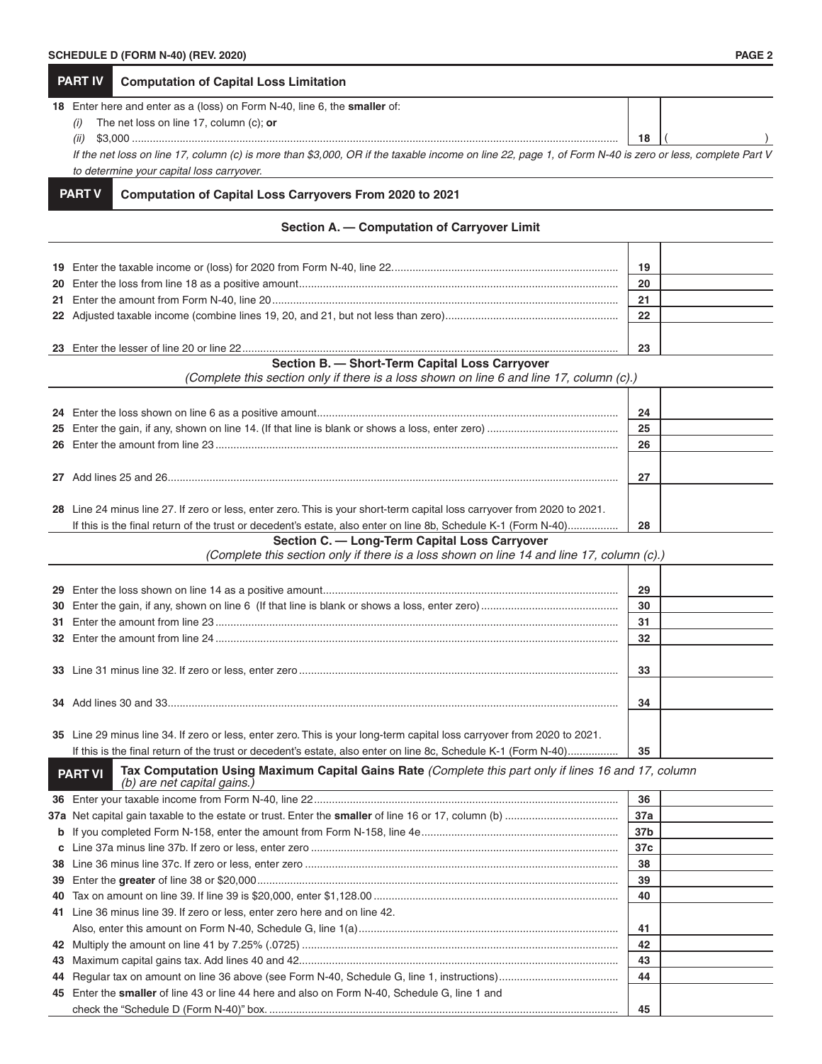**SCHEDULE D (FORM N-40) (REV. 2020)**

## PART IV Computation of Capital Loss Limitation

| | | | |
|---|---|---|---|
| 18 | Enter here and enter as a (loss) on Form N-40, line 6, the **smaller** of: *(i)* The net loss on line 17, column (c); **or** *(ii)* $3,000 | 18 | ( ) |

*If the net loss on line 17, column (c) is more than $3,000, OR if the taxable income on line 22, page 1, of Form N-40 is zero or less, complete Part V to determine your capital loss carryover.*

## PART V Computation of Capital Loss Carryovers From 2020 to 2021

### Section A. — Computation of Carryover Limit

| | | | |
|---|---|---|---|
| 19 | Enter the taxable income or (loss) for 2020 from Form N-40, line 22 | 19 | |
| 20 | Enter the loss from line 18 as a positive amount | 20 | |
| 21 | Enter the amount from Form N-40, line 20 | 21 | |
| 22 | Adjusted taxable income (combine lines 19, 20, and 21, but not less than zero) | 22 | |
| 23 | Enter the lesser of line 20 or line 22 | 23 | |

### Section B. — Short-Term Capital Loss Carryover

*(Complete this section only if there is a loss shown on line 6 and line 17, column (c).)*

| | | | |
|---|---|---|---|
| 24 | Enter the loss shown on line 6 as a positive amount | 24 | |
| 25 | Enter the gain, if any, shown on line 14. (If that line is blank or shows a loss, enter zero) | 25 | |
| 26 | Enter the amount from line 23 | 26 | |
| 27 | Add lines 25 and 26 | 27 | |
| 28 | Line 24 minus line 27. If zero or less, enter zero. This is your short-term capital loss carryover from 2020 to 2021. If this is the final return of the trust or decedent's estate, also enter on line 8b, Schedule K-1 (Form N-40) | 28 | |

### Section C. — Long-Term Capital Loss Carryover

*(Complete this section only if there is a loss shown on line 14 and line 17, column (c).)*

| | | | |
|---|---|---|---|
| 29 | Enter the loss shown on line 14 as a positive amount | 29 | |
| 30 | Enter the gain, if any, shown on line 6 (If that line is blank or shows a loss, enter zero) | 30 | |
| 31 | Enter the amount from line 23 | 31 | |
| 32 | Enter the amount from line 24 | 32 | |
| 33 | Line 31 minus line 32. If zero or less, enter zero | 33 | |
| 34 | Add lines 30 and 33 | 34 | |
| 35 | Line 29 minus line 34. If zero or less, enter zero. This is your long-term capital loss carryover from 2020 to 2021. If this is the final return of the trust or decedent's estate, also enter on line 8c, Schedule K-1 (Form N-40) | 35 | |

## PART VI Tax Computation Using Maximum Capital Gains Rate *(Complete this part only if lines 16 and 17, column (b) are net capital gains.)*

| | | | |
|---|---|---|---|
| 36 | Enter your taxable income from Form N-40, line 22 | 36 | |
| 37a | Net capital gain taxable to the estate or trust. Enter the **smaller** of line 16 or 17, column (b) | 37a | |
| b | If you completed Form N-158, enter the amount from Form N-158, line 4e | 37b | |
| c | Line 37a minus line 37b. If zero or less, enter zero | 37c | |
| 38 | Line 36 minus line 37c. If zero or less, enter zero | 38 | |
| 39 | Enter the **greater** of line 38 or $20,000 | 39 | |
| 40 | Tax on amount on line 39. If line 39 is $20,000, enter $1,128.00 | 40 | |
| 41 | Line 36 minus line 39. If zero or less, enter zero here and on line 42. Also, enter this amount on Form N-40, Schedule G, line 1(a) | 41 | |
| 42 | Multiply the amount on line 41 by 7.25% (.0725) | 42 | |
| 43 | Maximum capital gains tax. Add lines 40 and 42 | 43 | |
| 44 | Regular tax on amount on line 36 above (see Form N-40, Schedule G, line 1, instructions) | 44 | |
| 45 | Enter the **smaller** of line 43 or line 44 here and also on Form N-40, Schedule G, line 1 and check the "Schedule D (Form N-40)" box. | 45 | |